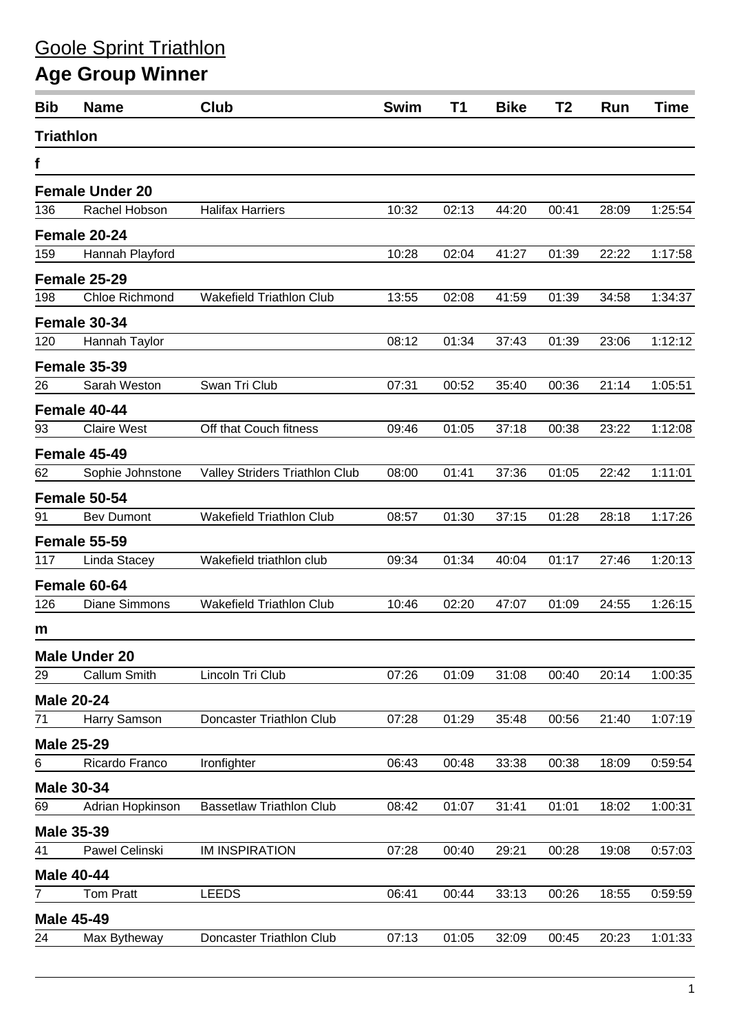# Goole Sprint Triathlon

## Age Group Winner

| Bib | Name | Club | Swim | T1 | Bike | T2 | Run | Time |
|---|---|---|---|---|---|---|---|---|
| **Triathlon** | | | | | | | | |
| **f** | | | | | | | | |
| **Female Under 20** | | | | | | | | |
| 136 | Rachel Hobson | Halifax Harriers | 10:32 | 02:13 | 44:20 | 00:41 | 28:09 | 1:25:54 |
| **Female 20-24** | | | | | | | | |
| 159 | Hannah Playford | | 10:28 | 02:04 | 41:27 | 01:39 | 22:22 | 1:17:58 |
| **Female 25-29** | | | | | | | | |
| 198 | Chloe Richmond | Wakefield Triathlon Club | 13:55 | 02:08 | 41:59 | 01:39 | 34:58 | 1:34:37 |
| **Female 30-34** | | | | | | | | |
| 120 | Hannah Taylor | | 08:12 | 01:34 | 37:43 | 01:39 | 23:06 | 1:12:12 |
| **Female 35-39** | | | | | | | | |
| 26 | Sarah Weston | Swan Tri Club | 07:31 | 00:52 | 35:40 | 00:36 | 21:14 | 1:05:51 |
| **Female 40-44** | | | | | | | | |
| 93 | Claire West | Off that Couch fitness | 09:46 | 01:05 | 37:18 | 00:38 | 23:22 | 1:12:08 |
| **Female 45-49** | | | | | | | | |
| 62 | Sophie Johnstone | Valley Striders Triathlon Club | 08:00 | 01:41 | 37:36 | 01:05 | 22:42 | 1:11:01 |
| **Female 50-54** | | | | | | | | |
| 91 | Bev Dumont | Wakefield Triathlon Club | 08:57 | 01:30 | 37:15 | 01:28 | 28:18 | 1:17:26 |
| **Female 55-59** | | | | | | | | |
| 117 | Linda Stacey | Wakefield triathlon club | 09:34 | 01:34 | 40:04 | 01:17 | 27:46 | 1:20:13 |
| **Female 60-64** | | | | | | | | |
| 126 | Diane Simmons | Wakefield Triathlon Club | 10:46 | 02:20 | 47:07 | 01:09 | 24:55 | 1:26:15 |
| **m** | | | | | | | | |
| **Male Under 20** | | | | | | | | |
| 29 | Callum Smith | Lincoln Tri Club | 07:26 | 01:09 | 31:08 | 00:40 | 20:14 | 1:00:35 |
| **Male 20-24** | | | | | | | | |
| 71 | Harry Samson | Doncaster Triathlon Club | 07:28 | 01:29 | 35:48 | 00:56 | 21:40 | 1:07:19 |
| **Male 25-29** | | | | | | | | |
| 6 | Ricardo Franco | Ironfighter | 06:43 | 00:48 | 33:38 | 00:38 | 18:09 | 0:59:54 |
| **Male 30-34** | | | | | | | | |
| 69 | Adrian Hopkinson | Bassetlaw Triathlon Club | 08:42 | 01:07 | 31:41 | 01:01 | 18:02 | 1:00:31 |
| **Male 35-39** | | | | | | | | |
| 41 | Pawel Celinski | IM INSPIRATION | 07:28 | 00:40 | 29:21 | 00:28 | 19:08 | 0:57:03 |
| **Male 40-44** | | | | | | | | |
| 7 | Tom Pratt | LEEDS | 06:41 | 00:44 | 33:13 | 00:26 | 18:55 | 0:59:59 |
| **Male 45-49** | | | | | | | | |
| 24 | Max Bytheway | Doncaster Triathlon Club | 07:13 | 01:05 | 32:09 | 00:45 | 20:23 | 1:01:33 |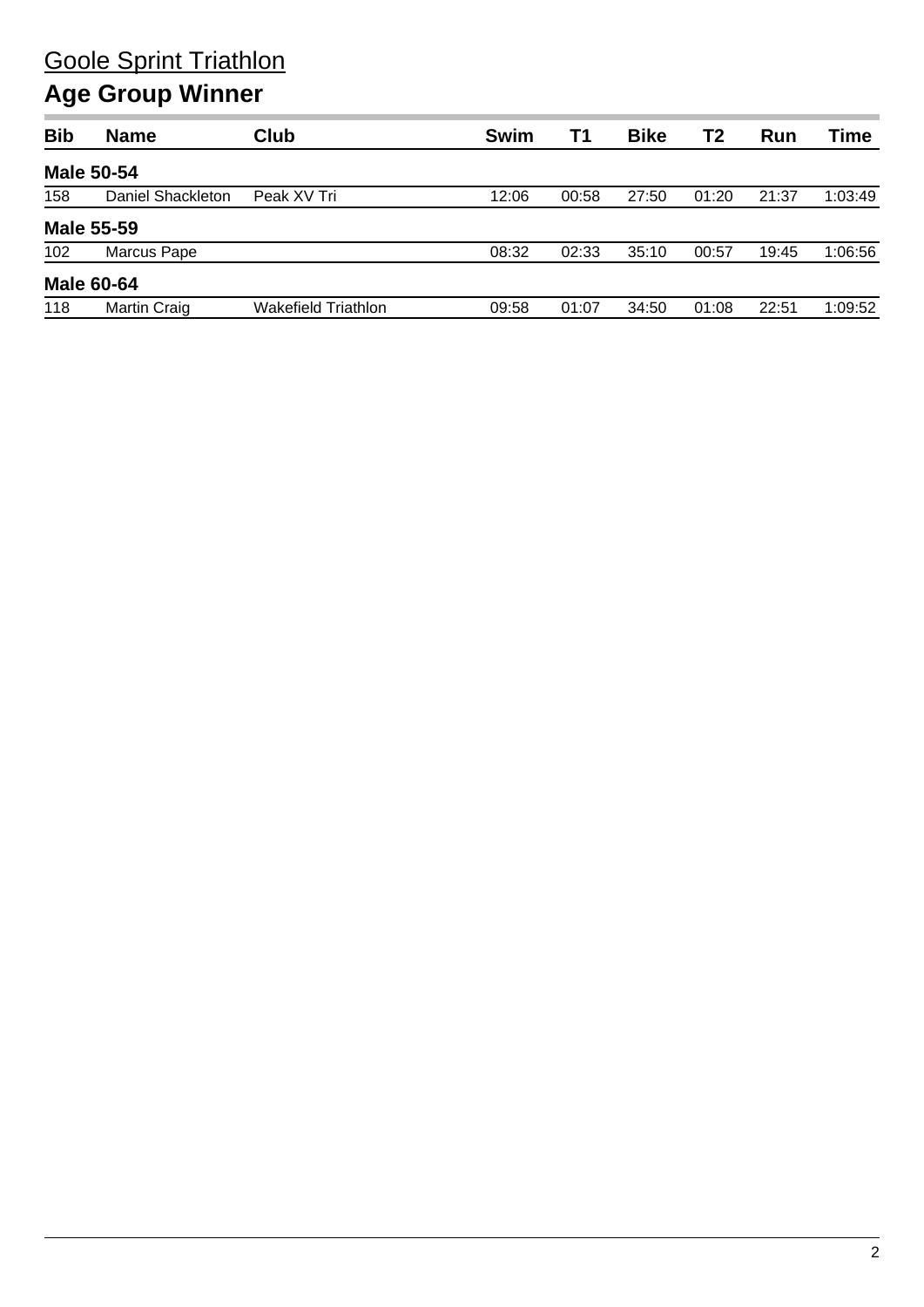## Goole Sprint Triathlon

# Age Group Winner

| Bib | Name | Club | Swim | T1 | Bike | T2 | Run | Time |
|---|---|---|---|---|---|---|---|---|
| **Male 50-54** | | | | | | | | |
| 158 | Daniel Shackleton | Peak XV Tri | 12:06 | 00:58 | 27:50 | 01:20 | 21:37 | 1:03:49 |
| **Male 55-59** | | | | | | | | |
| 102 | Marcus Pape | | 08:32 | 02:33 | 35:10 | 00:57 | 19:45 | 1:06:56 |
| **Male 60-64** | | | | | | | | |
| 118 | Martin Craig | Wakefield Triathlon | 09:58 | 01:07 | 34:50 | 01:08 | 22:51 | 1:09:52 |